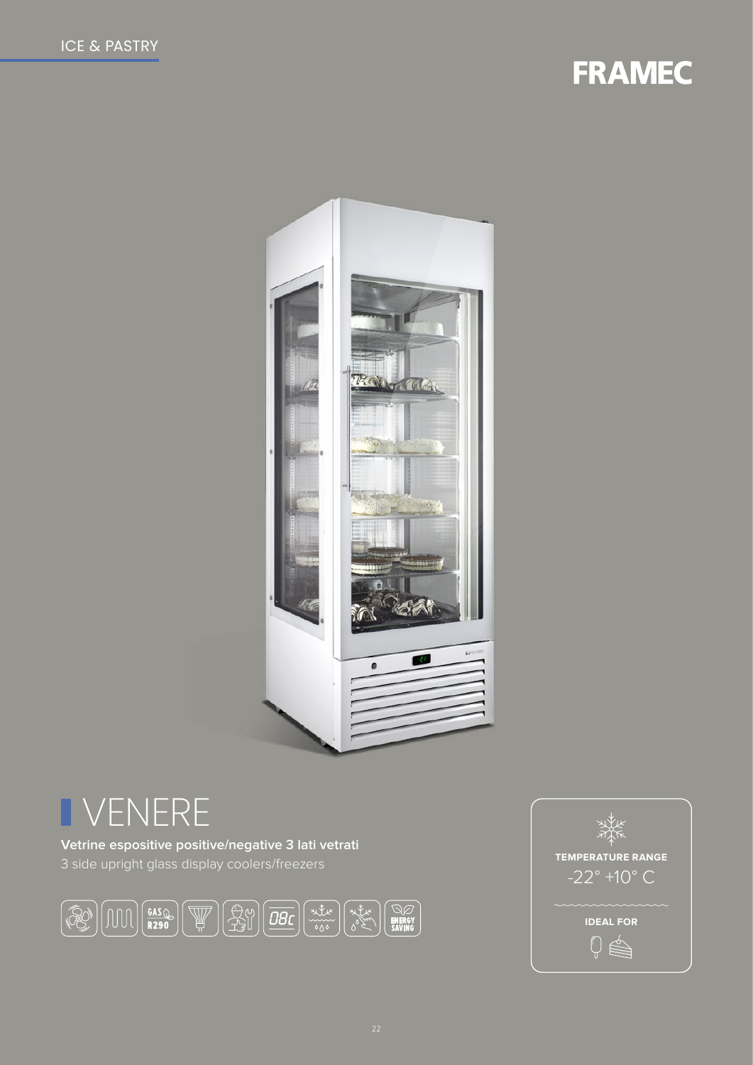ICE & PASTRY

FRAMEC

# VENERE

**Vetrine espositive positive/negative 3 lati vetrati**

3 side upright glass display coolers/freezers

GAS R290

ENERGY SAVING

**TEMPERATURE RANGE**

-22° +10° C

**IDEAL FOR**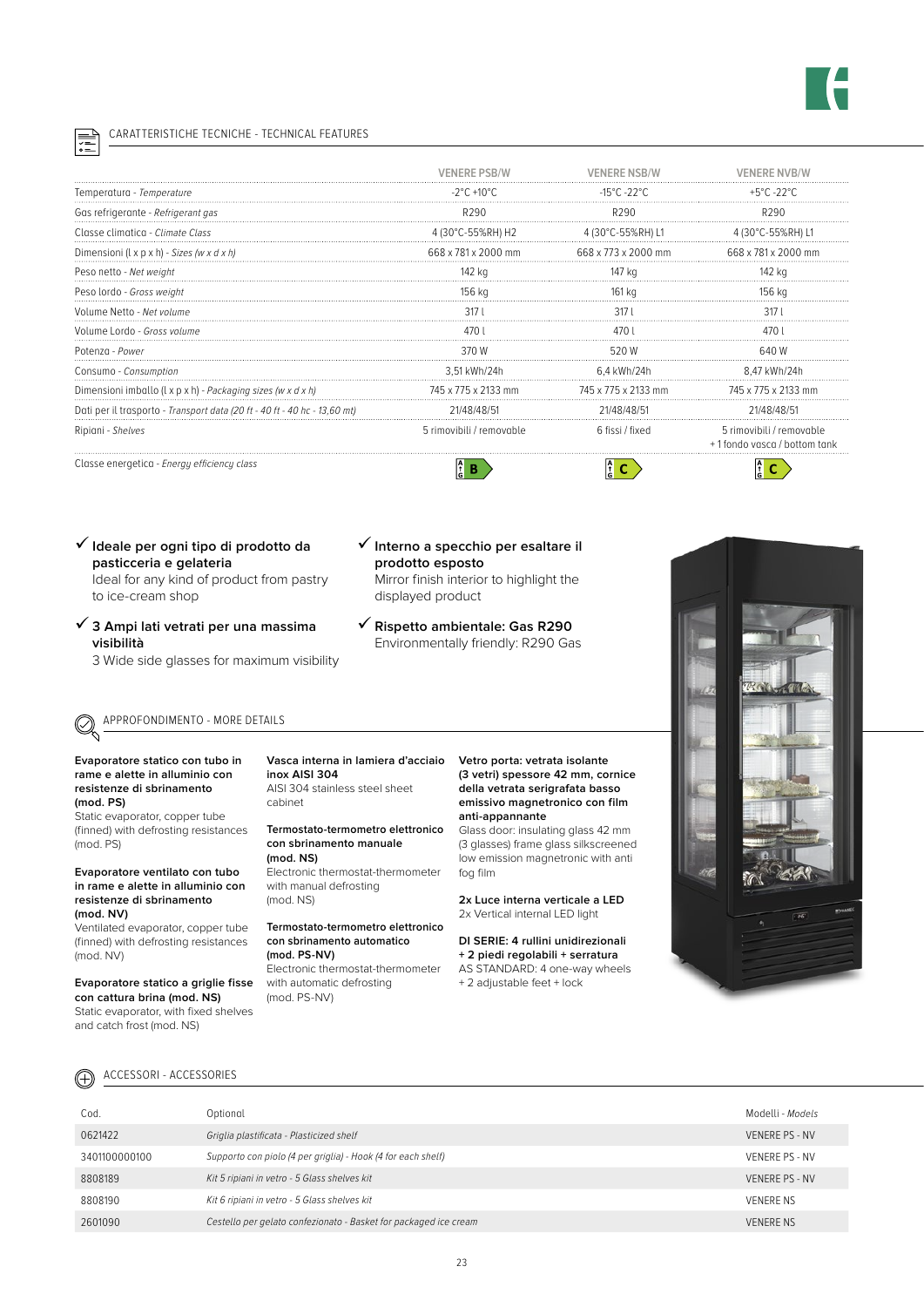## CARATTERISTICHE TECNICHE - TECHNICAL FEATURES

| | VENERE PSB/W | VENERE NSB/W | VENERE NVB/W |
|---|---|---|---|
| Temperatura - *Temperature* | -2°C +10°C | -15°C -22°C | +5°C -22°C |
| Gas refrigerante - *Refrigerant gas* | R290 | R290 | R290 |
| Classe climatica - *Climate Class* | 4 (30°C-55%RH) H2 | 4 (30°C-55%RH) L1 | 4 (30°C-55%RH) L1 |
| Dimensioni (l x p x h) - *Sizes (w x d x h)* | 668 x 781 x 2000 mm | 668 x 773 x 2000 mm | 668 x 781 x 2000 mm |
| Peso netto - *Net weight* | 142 kg | 147 kg | 142 kg |
| Peso lordo - *Gross weight* | 156 kg | 161 kg | 156 kg |
| Volume Netto - *Net volume* | 317 l | 317 l | 317 l |
| Volume Lordo - *Gross volume* | 470 l | 470 l | 470 l |
| Potenza - *Power* | 370 W | 520 W | 640 W |
| Consumo - *Consumption* | 3,51 kWh/24h | 6,4 kWh/24h | 8,47 kWh/24h |
| Dimensioni imballo (l x p x h) - *Packaging sizes (w x d x h)* | 745 x 775 x 2133 mm | 745 x 775 x 2133 mm | 745 x 775 x 2133 mm |
| Dati per il trasporto - *Transport data (20 ft - 40 ft - 40 hc - 13,60 mt)* | 21/48/48/51 | 21/48/48/51 | 21/48/48/51 |
| Ripiani - *Shelves* | 5 rimovibili / removable | 6 fissi / fixed | 5 rimovibili / removable + 1 fondo vasca / bottom tank |
| Classe energetica - *Energy efficiency class* | B | C | C |

- ✓ **Ideale per ogni tipo di prodotto da pasticceria e gelateria**
  Ideal for any kind of product from pastry to ice-cream shop
- ✓ **3 Ampi lati vetrati per una massima visibilità**
  3 Wide side glasses for maximum visibility
- ✓ **Interno a specchio per esaltare il prodotto esposto**
  Mirror finish interior to highlight the displayed product
- ✓ **Rispetto ambientale: Gas R290**
  Environmentally friendly: R290 Gas

## APPROFONDIMENTO - MORE DETAILS

**Evaporatore statico con tubo in rame e alette in alluminio con resistenze di sbrinamento (mod. PS)**
Static evaporator, copper tube (finned) with defrosting resistances (mod. PS)

**Evaporatore ventilato con tubo in rame e alette in alluminio con resistenze di sbrinamento (mod. NV)**
Ventilated evaporator, copper tube (finned) with defrosting resistances (mod. NV)

**Evaporatore statico a griglie fisse con cattura brina (mod. NS)**
Static evaporator, with fixed shelves and catch frost (mod. NS)

**Vasca interna in lamiera d'acciaio inox AISI 304**
AISI 304 stainless steel sheet cabinet

**Termostato-termometro elettronico con sbrinamento manuale (mod. NS)**
Electronic thermostat-thermometer with manual defrosting (mod. NS)

**Termostato-termometro elettronico con sbrinamento automatico (mod. PS-NV)**
Electronic thermostat-thermometer with automatic defrosting (mod. PS-NV)

**Vetro porta: vetrata isolante (3 vetri) spessore 42 mm, cornice della vetrata serigrafata basso emissivo magnetronico con film anti-appannante**
Glass door: insulating glass 42 mm (3 glasses) frame glass silkscreened low emission magnetronic with anti fog film

**2x Luce interna verticale a LED**
2x Vertical internal LED light

**DI SERIE: 4 rullini unidirezionali + 2 piedi regolabili + serratura**
AS STANDARD: 4 one-way wheels + 2 adjustable feet + lock

## ACCESSORI - ACCESSORIES

| Cod. | Optional | Modelli - *Models* |
|---|---|---|
| 0621422 | *Griglia plastificata - Plasticized shelf* | VENERE PS - NV |
| 3401100000100 | *Supporto con piolo (4 per griglia) - Hook (4 for each shelf)* | VENERE PS - NV |
| 8808189 | *Kit 5 ripiani in vetro - 5 Glass shelves kit* | VENERE PS - NV |
| 8808190 | *Kit 6 ripiani in vetro - 5 Glass shelves kit* | VENERE NS |
| 2601090 | *Cestello per gelato confezionato - Basket for packaged ice cream* | VENERE NS |